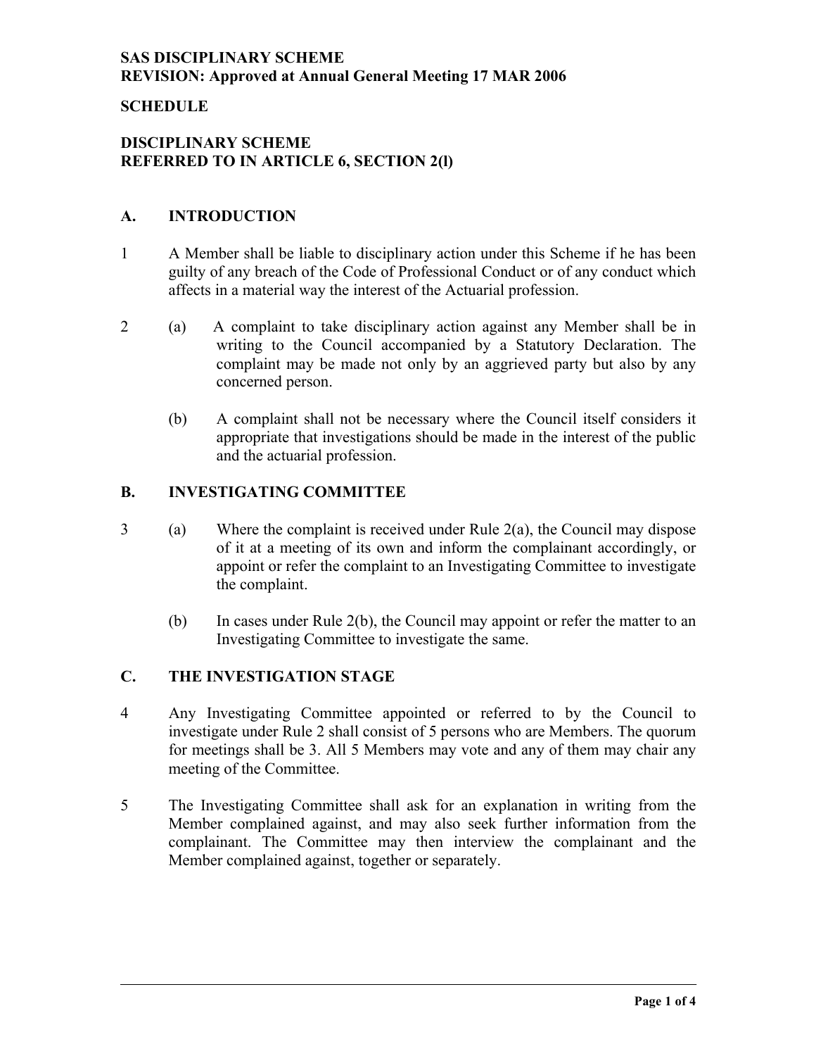**SAS DISCIPLINARY SCHEME**
**REVISION: Approved at Annual General Meeting 17 MAR 2006**

**SCHEDULE**

**DISCIPLINARY SCHEME**
**REFERRED TO IN ARTICLE 6, SECTION 2(l)**

## A. INTRODUCTION

1 A Member shall be liable to disciplinary action under this Scheme if he has been guilty of any breach of the Code of Professional Conduct or of any conduct which affects in a material way the interest of the Actuarial profession.

2 (a) A complaint to take disciplinary action against any Member shall be in writing to the Council accompanied by a Statutory Declaration. The complaint may be made not only by an aggrieved party but also by any concerned person.

(b) A complaint shall not be necessary where the Council itself considers it appropriate that investigations should be made in the interest of the public and the actuarial profession.

## B. INVESTIGATING COMMITTEE

3 (a) Where the complaint is received under Rule 2(a), the Council may dispose of it at a meeting of its own and inform the complainant accordingly, or appoint or refer the complaint to an Investigating Committee to investigate the complaint.

(b) In cases under Rule 2(b), the Council may appoint or refer the matter to an Investigating Committee to investigate the same.

## C. THE INVESTIGATION STAGE

4 Any Investigating Committee appointed or referred to by the Council to investigate under Rule 2 shall consist of 5 persons who are Members. The quorum for meetings shall be 3. All 5 Members may vote and any of them may chair any meeting of the Committee.

5 The Investigating Committee shall ask for an explanation in writing from the Member complained against, and may also seek further information from the complainant. The Committee may then interview the complainant and the Member complained against, together or separately.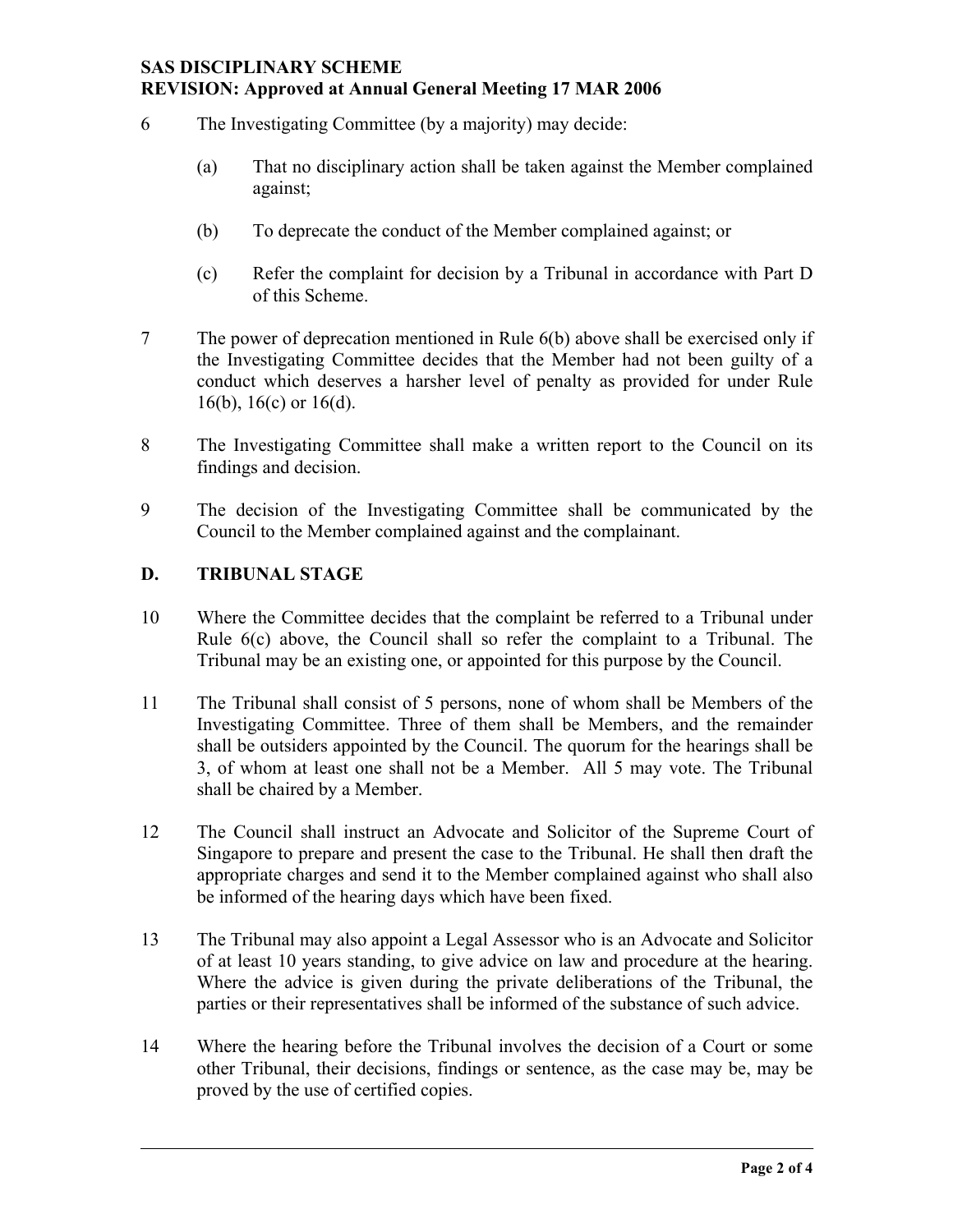6 The Investigating Committee (by a majority) may decide:

(a) That no disciplinary action shall be taken against the Member complained against;

(b) To deprecate the conduct of the Member complained against; or

(c) Refer the complaint for decision by a Tribunal in accordance with Part D of this Scheme.

7 The power of deprecation mentioned in Rule 6(b) above shall be exercised only if the Investigating Committee decides that the Member had not been guilty of a conduct which deserves a harsher level of penalty as provided for under Rule 16(b), 16(c) or 16(d).

8 The Investigating Committee shall make a written report to the Council on its findings and decision.

9 The decision of the Investigating Committee shall be communicated by the Council to the Member complained against and the complainant.

## D. TRIBUNAL STAGE

10 Where the Committee decides that the complaint be referred to a Tribunal under Rule 6(c) above, the Council shall so refer the complaint to a Tribunal. The Tribunal may be an existing one, or appointed for this purpose by the Council.

11 The Tribunal shall consist of 5 persons, none of whom shall be Members of the Investigating Committee. Three of them shall be Members, and the remainder shall be outsiders appointed by the Council. The quorum for the hearings shall be 3, of whom at least one shall not be a Member. All 5 may vote. The Tribunal shall be chaired by a Member.

12 The Council shall instruct an Advocate and Solicitor of the Supreme Court of Singapore to prepare and present the case to the Tribunal. He shall then draft the appropriate charges and send it to the Member complained against who shall also be informed of the hearing days which have been fixed.

13 The Tribunal may also appoint a Legal Assessor who is an Advocate and Solicitor of at least 10 years standing, to give advice on law and procedure at the hearing. Where the advice is given during the private deliberations of the Tribunal, the parties or their representatives shall be informed of the substance of such advice.

14 Where the hearing before the Tribunal involves the decision of a Court or some other Tribunal, their decisions, findings or sentence, as the case may be, may be proved by the use of certified copies.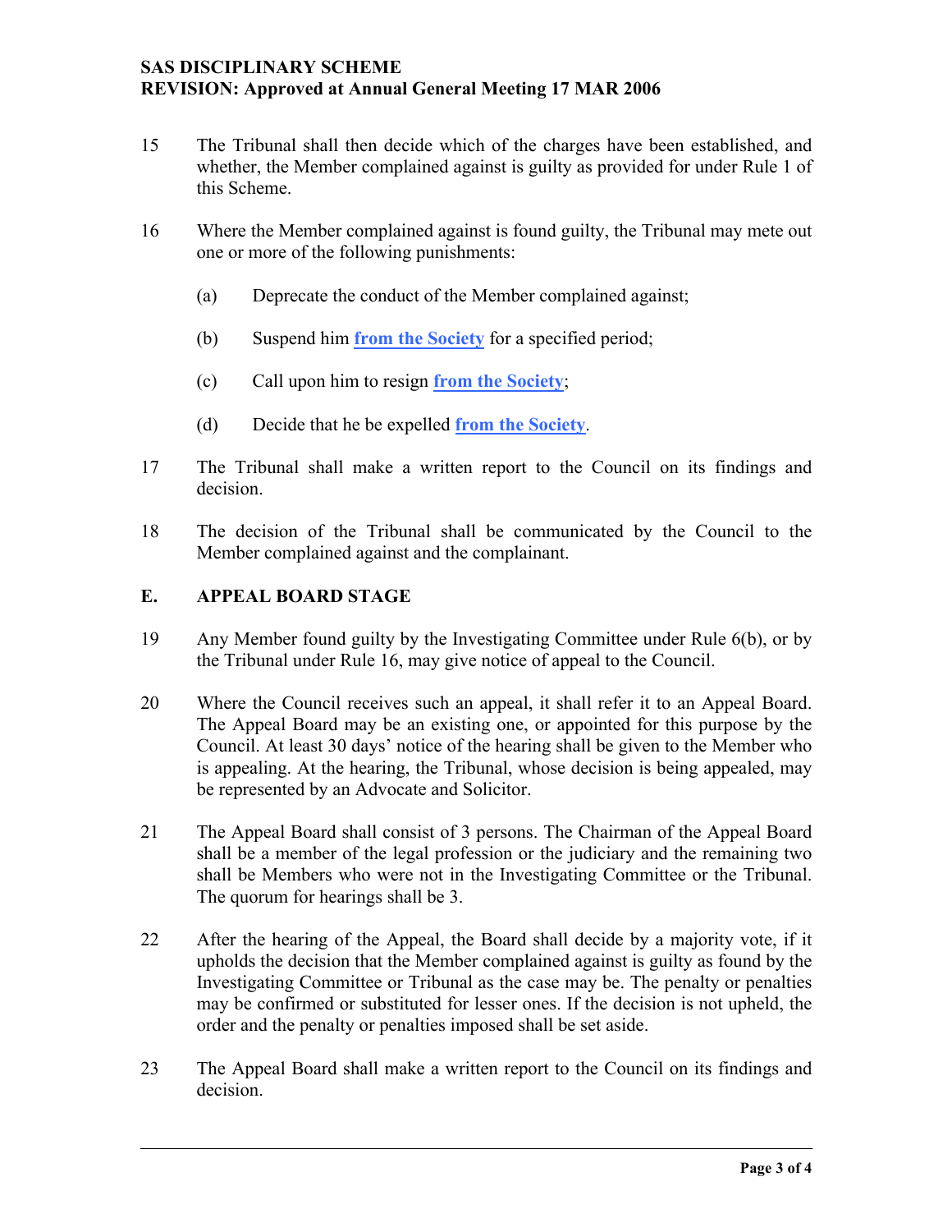15 The Tribunal shall then decide which of the charges have been established, and whether, the Member complained against is guilty as provided for under Rule 1 of this Scheme.

16 Where the Member complained against is found guilty, the Tribunal may mete out one or more of the following punishments:

(a) Deprecate the conduct of the Member complained against;

(b) Suspend him **from the Society** for a specified period;

(c) Call upon him to resign **from the Society**;

(d) Decide that he be expelled **from the Society**.

17 The Tribunal shall make a written report to the Council on its findings and decision.

18 The decision of the Tribunal shall be communicated by the Council to the Member complained against and the complainant.

## E. APPEAL BOARD STAGE

19 Any Member found guilty by the Investigating Committee under Rule 6(b), or by the Tribunal under Rule 16, may give notice of appeal to the Council.

20 Where the Council receives such an appeal, it shall refer it to an Appeal Board. The Appeal Board may be an existing one, or appointed for this purpose by the Council. At least 30 days' notice of the hearing shall be given to the Member who is appealing. At the hearing, the Tribunal, whose decision is being appealed, may be represented by an Advocate and Solicitor.

21 The Appeal Board shall consist of 3 persons. The Chairman of the Appeal Board shall be a member of the legal profession or the judiciary and the remaining two shall be Members who were not in the Investigating Committee or the Tribunal. The quorum for hearings shall be 3.

22 After the hearing of the Appeal, the Board shall decide by a majority vote, if it upholds the decision that the Member complained against is guilty as found by the Investigating Committee or Tribunal as the case may be. The penalty or penalties may be confirmed or substituted for lesser ones. If the decision is not upheld, the order and the penalty or penalties imposed shall be set aside.

23 The Appeal Board shall make a written report to the Council on its findings and decision.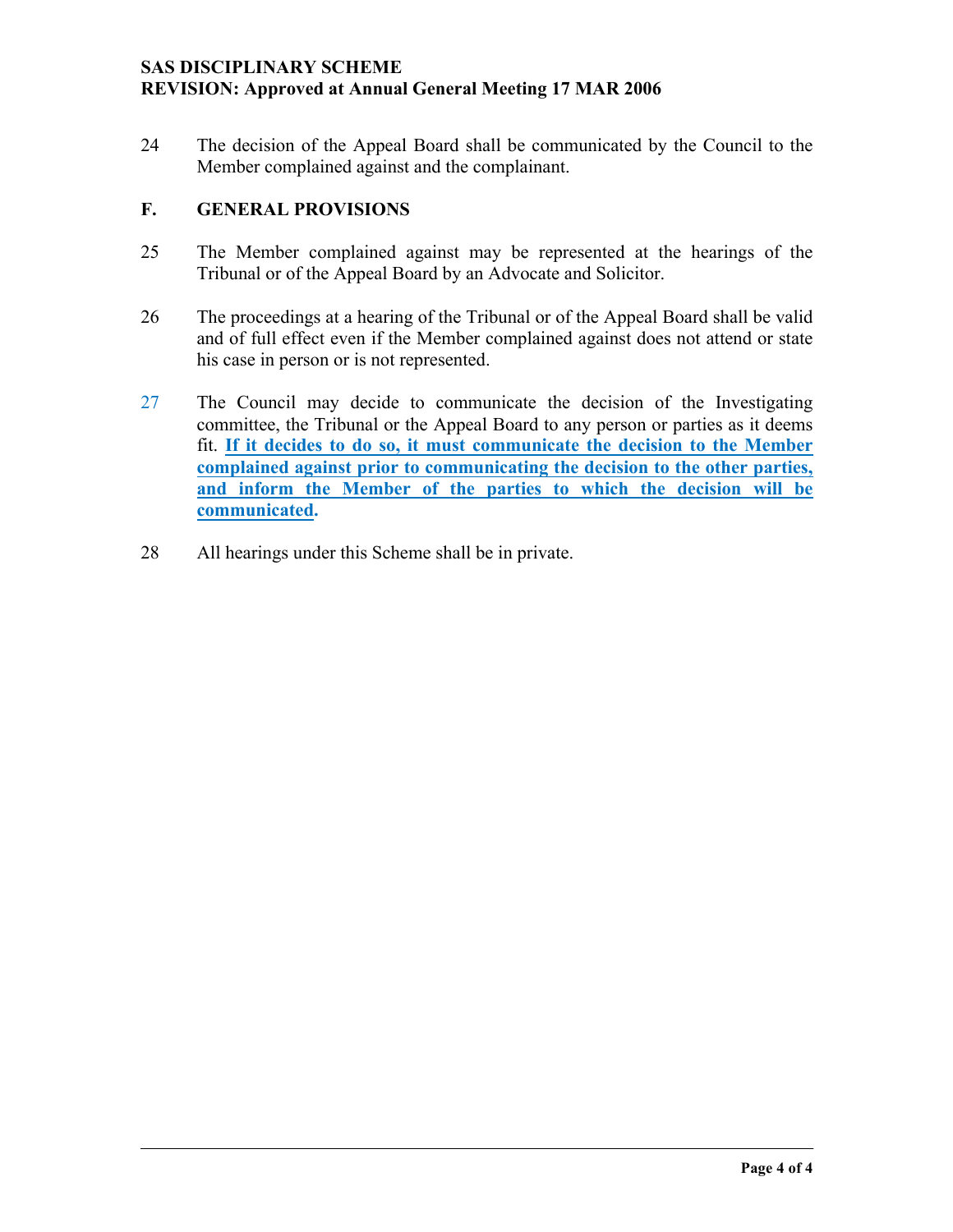24 The decision of the Appeal Board shall be communicated by the Council to the Member complained against and the complainant.

## F. GENERAL PROVISIONS

25 The Member complained against may be represented at the hearings of the Tribunal or of the Appeal Board by an Advocate and Solicitor.

26 The proceedings at a hearing of the Tribunal or of the Appeal Board shall be valid and of full effect even if the Member complained against does not attend or state his case in person or is not represented.

27 The Council may decide to communicate the decision of the Investigating committee, the Tribunal or the Appeal Board to any person or parties as it deems fit. **If it decides to do so, it must communicate the decision to the Member complained against prior to communicating the decision to the other parties, and inform the Member of the parties to which the decision will be communicated.**

28 All hearings under this Scheme shall be in private.